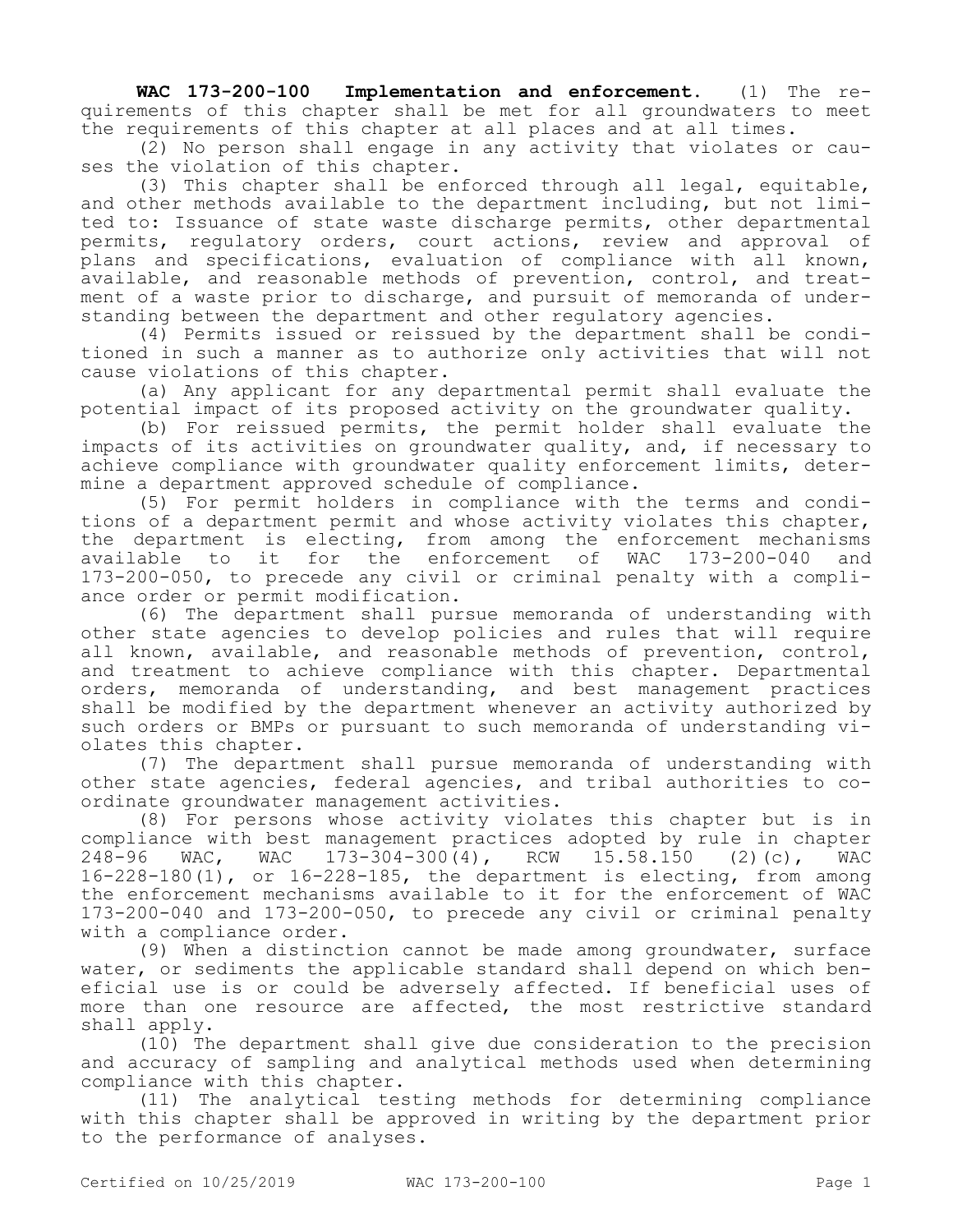**WAC 173-200-100 Implementation and enforcement.** (1) The requirements of this chapter shall be met for all groundwaters to meet the requirements of this chapter at all places and at all times.

(2) No person shall engage in any activity that violates or causes the violation of this chapter.

(3) This chapter shall be enforced through all legal, equitable, and other methods available to the department including, but not limited to: Issuance of state waste discharge permits, other departmental permits, regulatory orders, court actions, review and approval of plans and specifications, evaluation of compliance with all known, available, and reasonable methods of prevention, control, and treatment of a waste prior to discharge, and pursuit of memoranda of understanding between the department and other regulatory agencies.

(4) Permits issued or reissued by the department shall be conditioned in such a manner as to authorize only activities that will not cause violations of this chapter.

(a) Any applicant for any departmental permit shall evaluate the potential impact of its proposed activity on the groundwater quality.

(b) For reissued permits, the permit holder shall evaluate the impacts of its activities on groundwater quality, and, if necessary to achieve compliance with groundwater quality enforcement limits, determine a department approved schedule of compliance.

(5) For permit holders in compliance with the terms and conditions of a department permit and whose activity violates this chapter, the department is electing, from among the enforcement mechanisms available to it for the enforcement of WAC 173-200-040 and 173-200-050, to precede any civil or criminal penalty with a compliance order or permit modification.

(6) The department shall pursue memoranda of understanding with other state agencies to develop policies and rules that will require all known, available, and reasonable methods of prevention, control, and treatment to achieve compliance with this chapter. Departmental orders, memoranda of understanding, and best management practices shall be modified by the department whenever an activity authorized by such orders or BMPs or pursuant to such memoranda of understanding violates this chapter.

(7) The department shall pursue memoranda of understanding with other state agencies, federal agencies, and tribal authorities to coordinate groundwater management activities.

(8) For persons whose activity violates this chapter but is in compliance with best management practices adopted by rule in chapter 248-96 WAC, WAC 173-304-300(4), RCW 15.58.150 (2)(c), WAC 16-228-180(1), or 16-228-185, the department is electing, from among the enforcement mechanisms available to it for the enforcement of WAC 173-200-040 and 173-200-050, to precede any civil or criminal penalty with a compliance order.

(9) When a distinction cannot be made among groundwater, surface water, or sediments the applicable standard shall depend on which beneficial use is or could be adversely affected. If beneficial uses of more than one resource are affected, the most restrictive standard shall apply.

(10) The department shall give due consideration to the precision and accuracy of sampling and analytical methods used when determining compliance with this chapter.

(11) The analytical testing methods for determining compliance with this chapter shall be approved in writing by the department prior to the performance of analyses.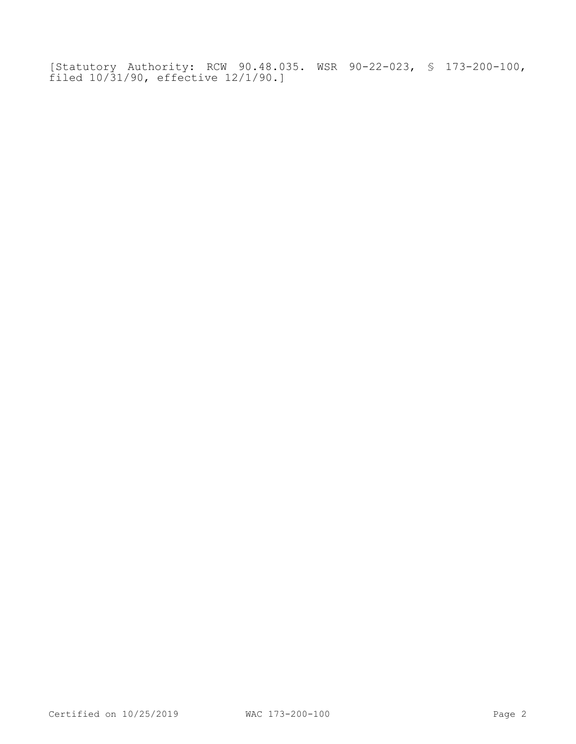[Statutory Authority: RCW 90.48.035. WSR 90-22-023, § 173-200-100, filed 10/31/90, effective 12/1/90.]